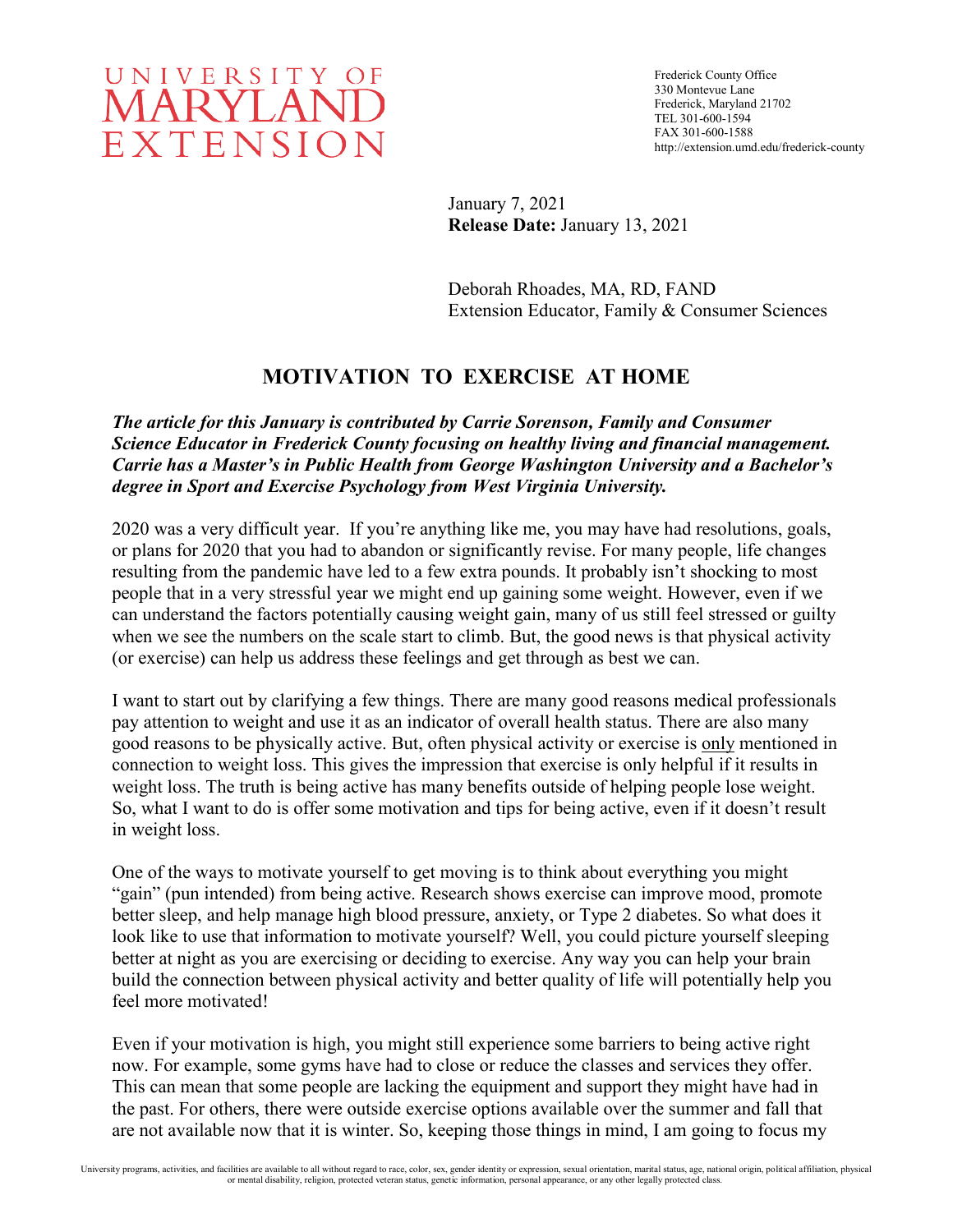UNIVERSITY OF MARYLAND EXTENSION

Frederick County Office
330 Montevue Lane
Frederick, Maryland 21702
TEL 301-600-1594
FAX 301-600-1588
http://extension.umd.edu/frederick-county

January 7, 2021
**Release Date:** January 13, 2021

Deborah Rhoades, MA, RD, FAND
Extension Educator, Family & Consumer Sciences

# MOTIVATION TO EXERCISE AT HOME

***The article for this January is contributed by Carrie Sorenson, Family and Consumer Science Educator in Frederick County focusing on healthy living and financial management. Carrie has a Master's in Public Health from George Washington University and a Bachelor's degree in Sport and Exercise Psychology from West Virginia University.***

2020 was a very difficult year. If you're anything like me, you may have had resolutions, goals, or plans for 2020 that you had to abandon or significantly revise. For many people, life changes resulting from the pandemic have led to a few extra pounds. It probably isn't shocking to most people that in a very stressful year we might end up gaining some weight. However, even if we can understand the factors potentially causing weight gain, many of us still feel stressed or guilty when we see the numbers on the scale start to climb. But, the good news is that physical activity (or exercise) can help us address these feelings and get through as best we can.

I want to start out by clarifying a few things. There are many good reasons medical professionals pay attention to weight and use it as an indicator of overall health status. There are also many good reasons to be physically active. But, often physical activity or exercise is <u>only</u> mentioned in connection to weight loss. This gives the impression that exercise is only helpful if it results in weight loss. The truth is being active has many benefits outside of helping people lose weight. So, what I want to do is offer some motivation and tips for being active, even if it doesn't result in weight loss.

One of the ways to motivate yourself to get moving is to think about everything you might "gain" (pun intended) from being active. Research shows exercise can improve mood, promote better sleep, and help manage high blood pressure, anxiety, or Type 2 diabetes. So what does it look like to use that information to motivate yourself? Well, you could picture yourself sleeping better at night as you are exercising or deciding to exercise. Any way you can help your brain build the connection between physical activity and better quality of life will potentially help you feel more motivated!

Even if your motivation is high, you might still experience some barriers to being active right now. For example, some gyms have had to close or reduce the classes and services they offer. This can mean that some people are lacking the equipment and support they might have had in the past. For others, there were outside exercise options available over the summer and fall that are not available now that it is winter. So, keeping those things in mind, I am going to focus my

University programs, activities, and facilities are available to all without regard to race, color, sex, gender identity or expression, sexual orientation, marital status, age, national origin, political affiliation, physical or mental disability, religion, protected veteran status, genetic information, personal appearance, or any other legally protected class.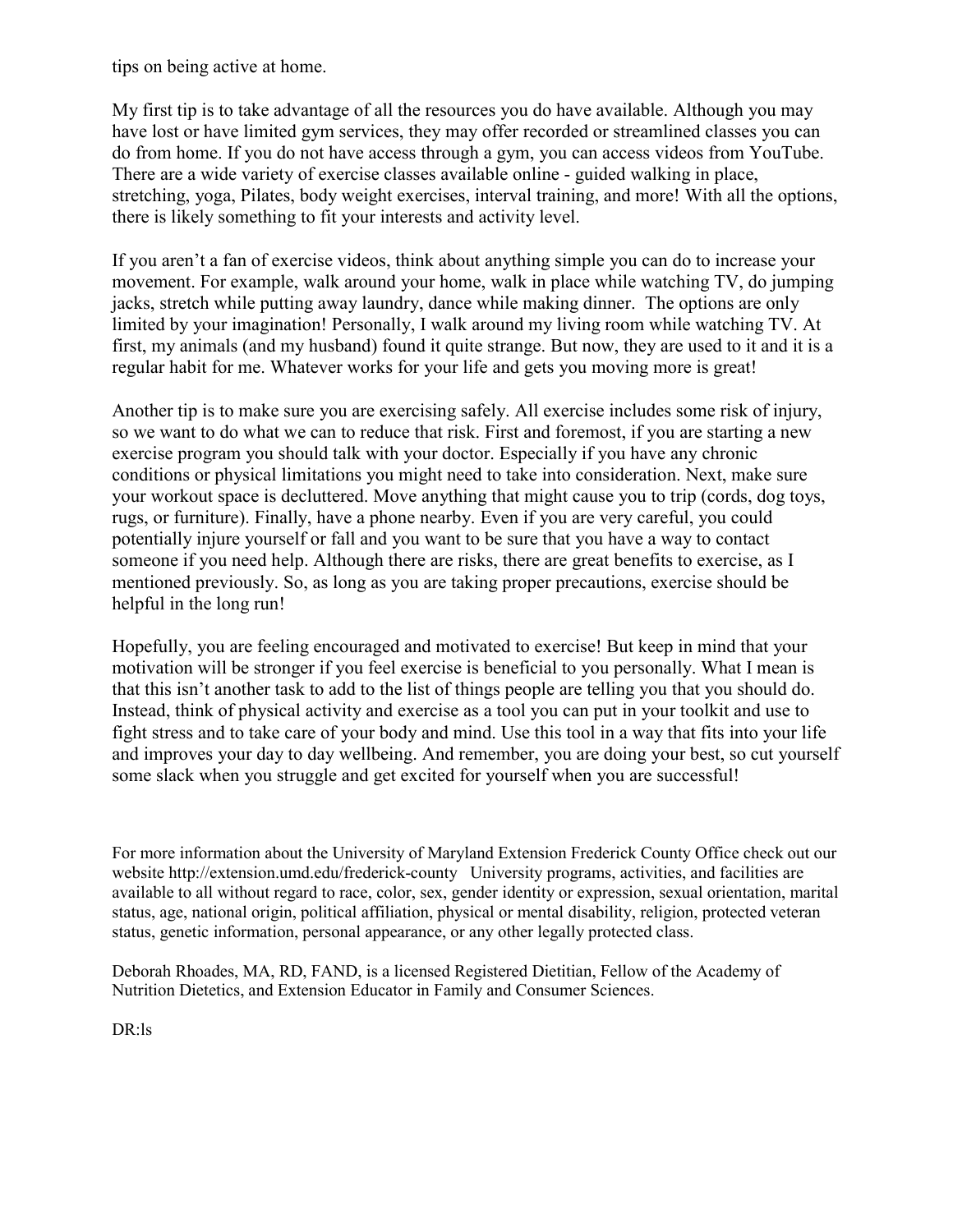tips on being active at home.

My first tip is to take advantage of all the resources you do have available. Although you may have lost or have limited gym services, they may offer recorded or streamlined classes you can do from home. If you do not have access through a gym, you can access videos from YouTube. There are a wide variety of exercise classes available online - guided walking in place, stretching, yoga, Pilates, body weight exercises, interval training, and more! With all the options, there is likely something to fit your interests and activity level.

If you aren't a fan of exercise videos, think about anything simple you can do to increase your movement. For example, walk around your home, walk in place while watching TV, do jumping jacks, stretch while putting away laundry, dance while making dinner. The options are only limited by your imagination! Personally, I walk around my living room while watching TV. At first, my animals (and my husband) found it quite strange. But now, they are used to it and it is a regular habit for me. Whatever works for your life and gets you moving more is great!

Another tip is to make sure you are exercising safely. All exercise includes some risk of injury, so we want to do what we can to reduce that risk. First and foremost, if you are starting a new exercise program you should talk with your doctor. Especially if you have any chronic conditions or physical limitations you might need to take into consideration. Next, make sure your workout space is decluttered. Move anything that might cause you to trip (cords, dog toys, rugs, or furniture). Finally, have a phone nearby. Even if you are very careful, you could potentially injure yourself or fall and you want to be sure that you have a way to contact someone if you need help. Although there are risks, there are great benefits to exercise, as I mentioned previously. So, as long as you are taking proper precautions, exercise should be helpful in the long run!

Hopefully, you are feeling encouraged and motivated to exercise! But keep in mind that your motivation will be stronger if you feel exercise is beneficial to you personally. What I mean is that this isn't another task to add to the list of things people are telling you that you should do. Instead, think of physical activity and exercise as a tool you can put in your toolkit and use to fight stress and to take care of your body and mind. Use this tool in a way that fits into your life and improves your day to day wellbeing. And remember, you are doing your best, so cut yourself some slack when you struggle and get excited for yourself when you are successful!

For more information about the University of Maryland Extension Frederick County Office check out our website http://extension.umd.edu/frederick-county University programs, activities, and facilities are available to all without regard to race, color, sex, gender identity or expression, sexual orientation, marital status, age, national origin, political affiliation, physical or mental disability, religion, protected veteran status, genetic information, personal appearance, or any other legally protected class.

Deborah Rhoades, MA, RD, FAND, is a licensed Registered Dietitian, Fellow of the Academy of Nutrition Dietetics, and Extension Educator in Family and Consumer Sciences.

DR:ls